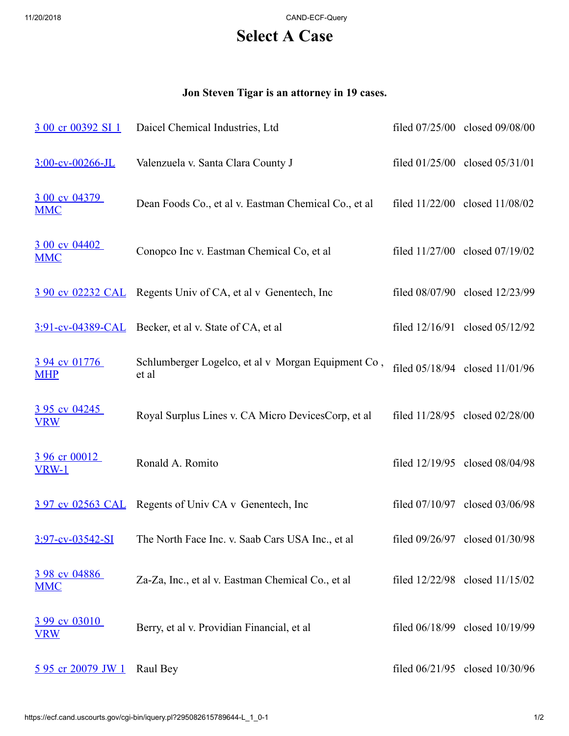# Select A Case

**Jon Steven Tigar is an attorney in 19 cases.**

| | | | |
|---|---|---|---|
| 3 00 cr 00392 SI 1 | Daicel Chemical Industries, Ltd | filed 07/25/00 | closed 09/08/00 |
| 3:00-cv-00266-JL | Valenzuela v. Santa Clara County J | filed 01/25/00 | closed 05/31/01 |
| 3 00 cv 04379 MMC | Dean Foods Co., et al v. Eastman Chemical Co., et al | filed 11/22/00 | closed 11/08/02 |
| 3 00 cv 04402 MMC | Conopco Inc v. Eastman Chemical Co, et al | filed 11/27/00 | closed 07/19/02 |
| 3 90 cv 02232 CAL | Regents Univ of CA, et al v Genentech, Inc | filed 08/07/90 | closed 12/23/99 |
| 3:91-cv-04389-CAL | Becker, et al v. State of CA, et al | filed 12/16/91 | closed 05/12/92 |
| 3 94 cv 01776 MHP | Schlumberger Logelco, et al v Morgan Equipment Co , et al | filed 05/18/94 | closed 11/01/96 |
| 3 95 cv 04245 VRW | Royal Surplus Lines v. CA Micro DevicesCorp, et al | filed 11/28/95 | closed 02/28/00 |
| 3 96 cr 00012 VRW-1 | Ronald A. Romito | filed 12/19/95 | closed 08/04/98 |
| 3 97 cv 02563 CAL | Regents of Univ CA v Genentech, Inc | filed 07/10/97 | closed 03/06/98 |
| 3:97-cv-03542-SI | The North Face Inc. v. Saab Cars USA Inc., et al | filed 09/26/97 | closed 01/30/98 |
| 3 98 cv 04886 MMC | Za-Za, Inc., et al v. Eastman Chemical Co., et al | filed 12/22/98 | closed 11/15/02 |
| 3 99 cv 03010 VRW | Berry, et al v. Providian Financial, et al | filed 06/18/99 | closed 10/19/99 |
| 5 95 cr 20079 JW 1 | Raul Bey | filed 06/21/95 | closed 10/30/96 |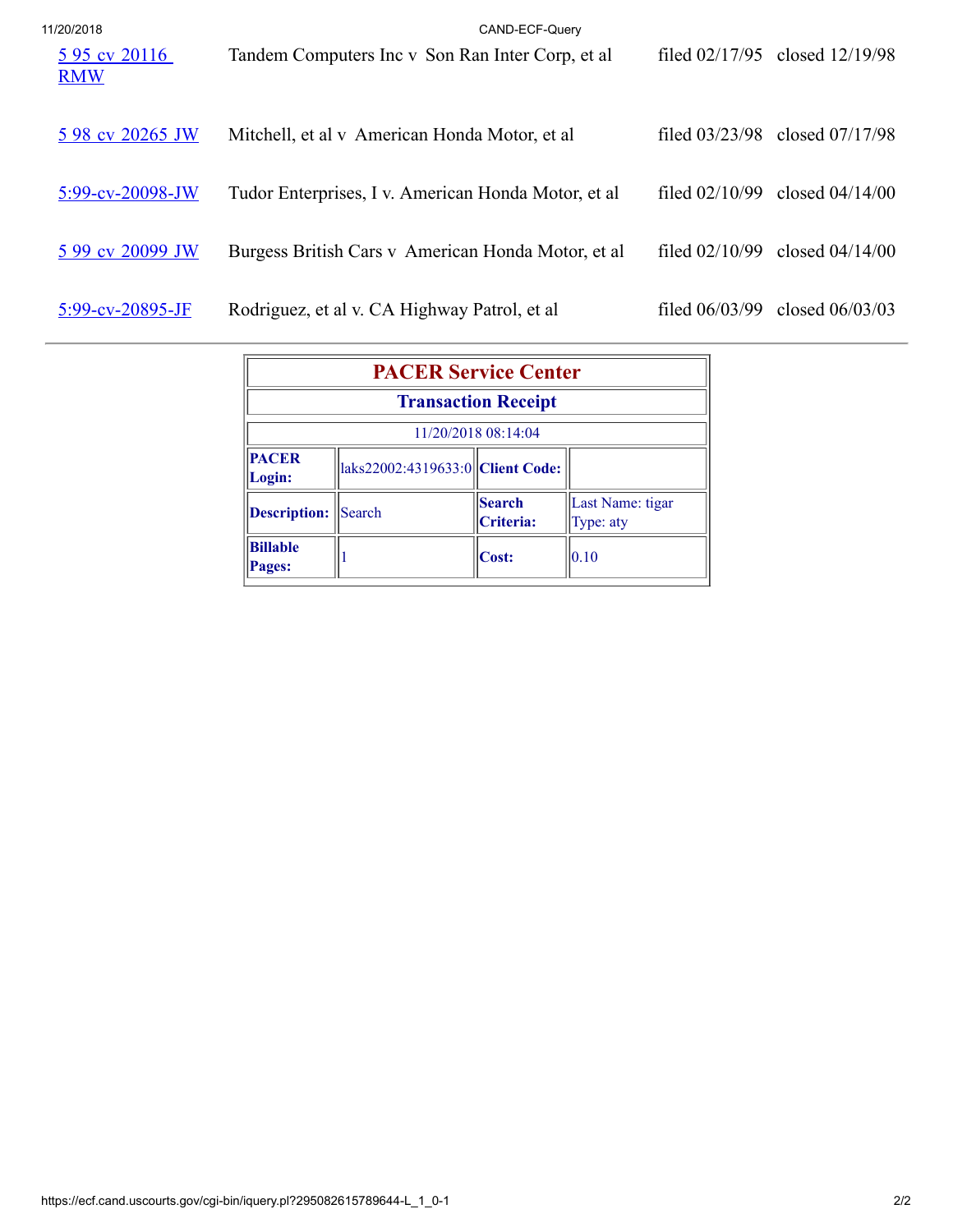| | | | |
|---|---|---|---|
| 5 95 cv 20116 RMW | Tandem Computers Inc v Son Ran Inter Corp, et al | filed 02/17/95 | closed 12/19/98 |
| 5 98 cv 20265 JW | Mitchell, et al v American Honda Motor, et al | filed 03/23/98 | closed 07/17/98 |
| 5:99-cv-20098-JW | Tudor Enterprises, I v. American Honda Motor, et al | filed 02/10/99 | closed 04/14/00 |
| 5 99 cv 20099 JW | Burgess British Cars v American Honda Motor, et al | filed 02/10/99 | closed 04/14/00 |
| 5:99-cv-20895-JF | Rodriguez, et al v. CA Highway Patrol, et al | filed 06/03/99 | closed 06/03/03 |

## PACER Service Center

### Transaction Receipt

11/20/2018 08:14:04

| | | | |
|---|---|---|---|
| **PACER Login:** | laks22002:4319633:0 | **Client Code:** | |
| **Description:** | Search | **Search Criteria:** | Last Name: tigar Type: aty |
| **Billable Pages:** | 1 | **Cost:** | 0.10 |